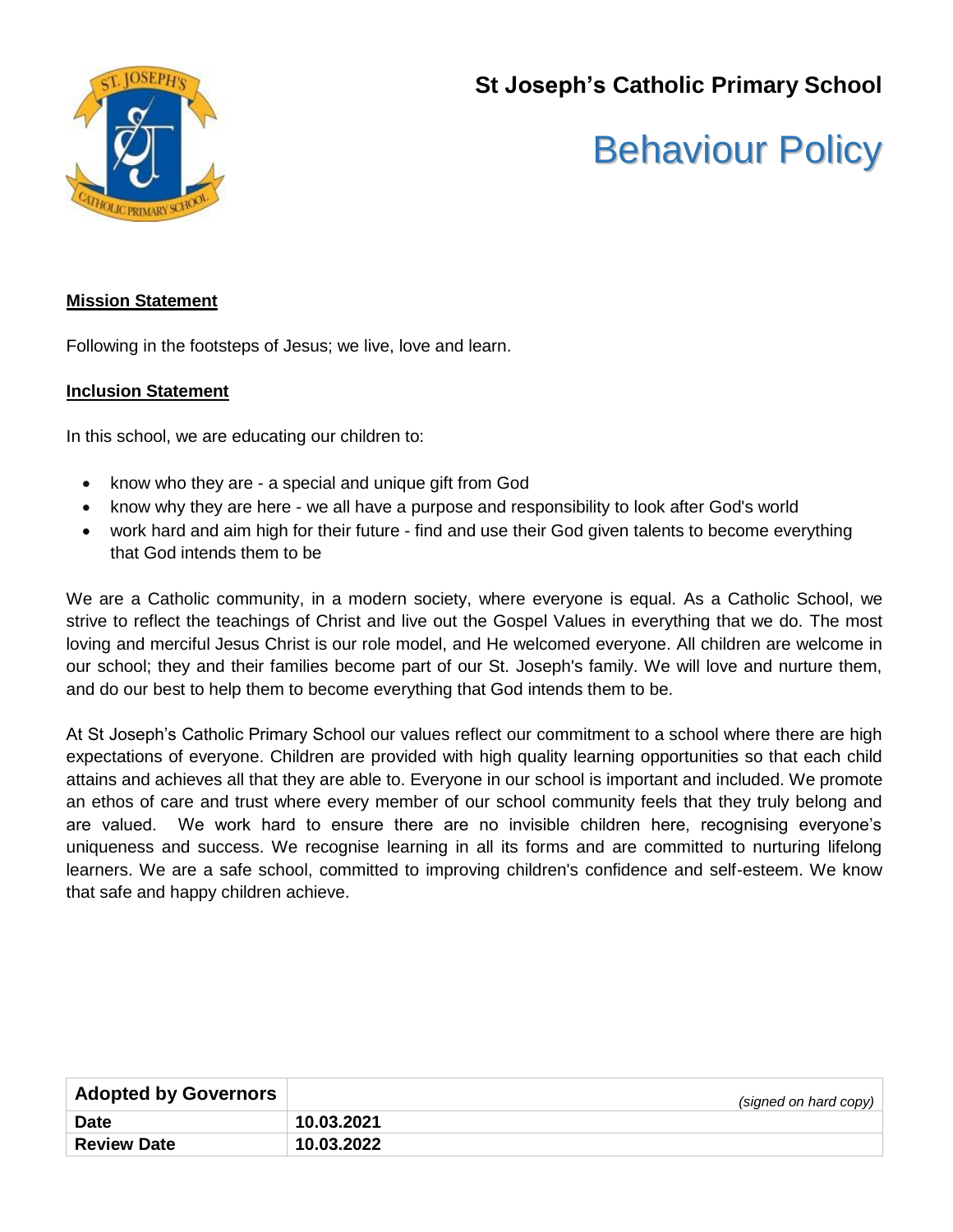# St Joseph's Catholic Primary School

# Behaviour Policy

**Mission Statement**

Following in the footsteps of Jesus; we live, love and learn.

**Inclusion Statement**

In this school, we are educating our children to:

- know who they are - a special and unique gift from God
- know why they are here - we all have a purpose and responsibility to look after God's world
- work hard and aim high for their future - find and use their God given talents to become everything that God intends them to be

We are a Catholic community, in a modern society, where everyone is equal. As a Catholic School, we strive to reflect the teachings of Christ and live out the Gospel Values in everything that we do. The most loving and merciful Jesus Christ is our role model, and He welcomed everyone. All children are welcome in our school; they and their families become part of our St. Joseph's family. We will love and nurture them, and do our best to help them to become everything that God intends them to be.

At St Joseph's Catholic Primary School our values reflect our commitment to a school where there are high expectations of everyone. Children are provided with high quality learning opportunities so that each child attains and achieves all that they are able to. Everyone in our school is important and included. We promote an ethos of care and trust where every member of our school community feels that they truly belong and are valued. We work hard to ensure there are no invisible children here, recognising everyone's uniqueness and success. We recognise learning in all its forms and are committed to nurturing lifelong learners. We are a safe school, committed to improving children's confidence and self-esteem. We know that safe and happy children achieve.

| **Adopted by Governors** | *(signed on hard copy)* |
|---|---|
| **Date** | **10.03.2021** |
| **Review Date** | **10.03.2022** |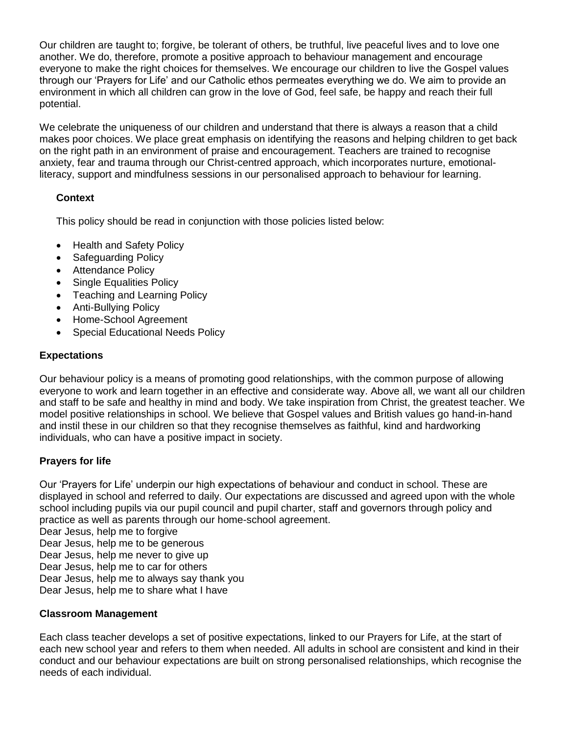Our children are taught to; forgive, be tolerant of others, be truthful, live peaceful lives and to love one another. We do, therefore, promote a positive approach to behaviour management and encourage everyone to make the right choices for themselves. We encourage our children to live the Gospel values through our 'Prayers for Life' and our Catholic ethos permeates everything we do. We aim to provide an environment in which all children can grow in the love of God, feel safe, be happy and reach their full potential.

We celebrate the uniqueness of our children and understand that there is always a reason that a child makes poor choices. We place great emphasis on identifying the reasons and helping children to get back on the right path in an environment of praise and encouragement. Teachers are trained to recognise anxiety, fear and trauma through our Christ-centred approach, which incorporates nurture, emotional-literacy, support and mindfulness sessions in our personalised approach to behaviour for learning.

**Context**

This policy should be read in conjunction with those policies listed below:

- Health and Safety Policy
- Safeguarding Policy
- Attendance Policy
- Single Equalities Policy
- Teaching and Learning Policy
- Anti-Bullying Policy
- Home-School Agreement
- Special Educational Needs Policy

**Expectations**

Our behaviour policy is a means of promoting good relationships, with the common purpose of allowing everyone to work and learn together in an effective and considerate way. Above all, we want all our children and staff to be safe and healthy in mind and body. We take inspiration from Christ, the greatest teacher. We model positive relationships in school. We believe that Gospel values and British values go hand-in-hand and instil these in our children so that they recognise themselves as faithful, kind and hardworking individuals, who can have a positive impact in society.

**Prayers for life**

Our 'Prayers for Life' underpin our high expectations of behaviour and conduct in school. These are displayed in school and referred to daily. Our expectations are discussed and agreed upon with the whole school including pupils via our pupil council and pupil charter, staff and governors through policy and practice as well as parents through our home-school agreement.

Dear Jesus, help me to forgive
Dear Jesus, help me to be generous
Dear Jesus, help me never to give up
Dear Jesus, help me to car for others
Dear Jesus, help me to always say thank you
Dear Jesus, help me to share what I have

**Classroom Management**

Each class teacher develops a set of positive expectations, linked to our Prayers for Life, at the start of each new school year and refers to them when needed. All adults in school are consistent and kind in their conduct and our behaviour expectations are built on strong personalised relationships, which recognise the needs of each individual.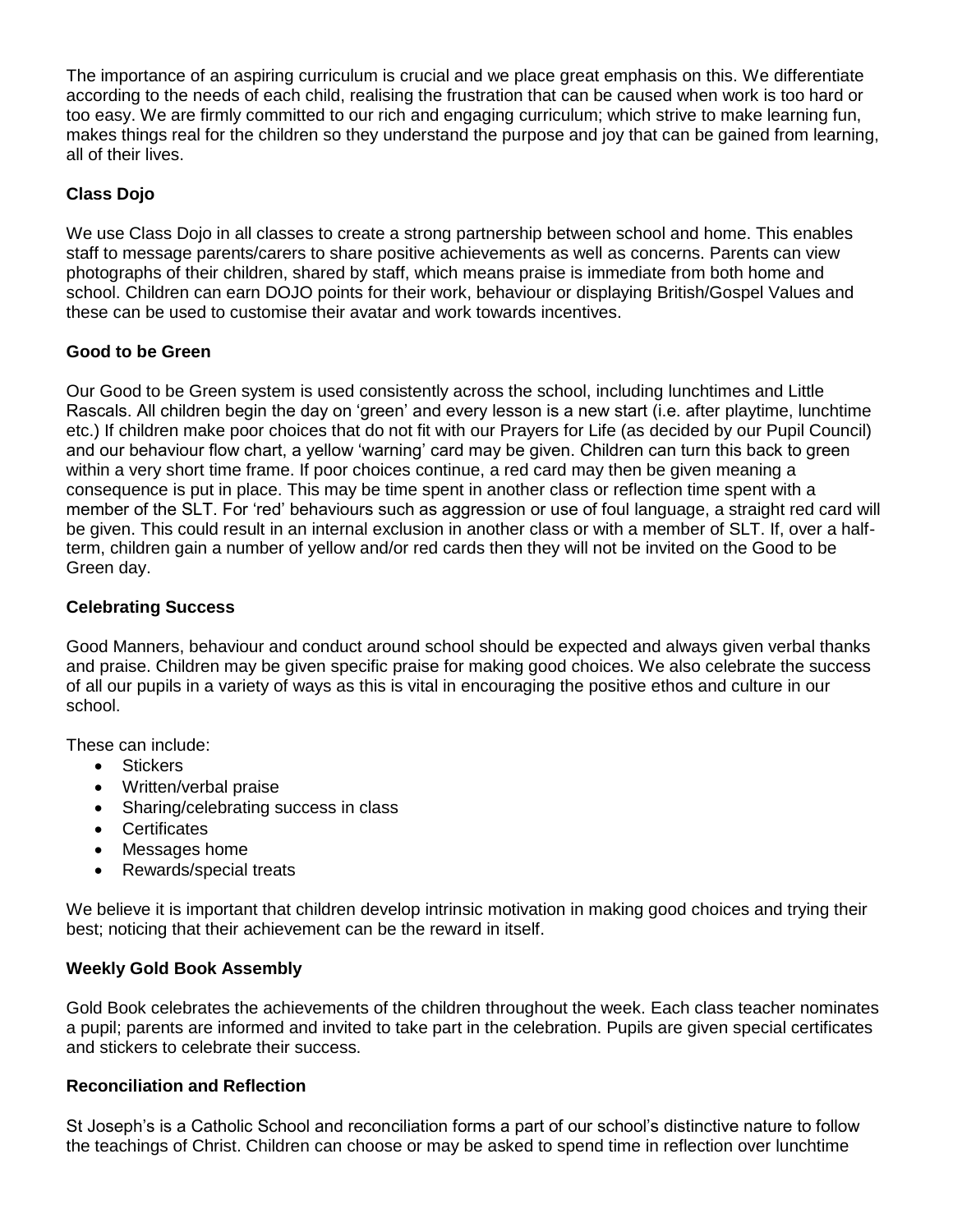The importance of an aspiring curriculum is crucial and we place great emphasis on this. We differentiate according to the needs of each child, realising the frustration that can be caused when work is too hard or too easy. We are firmly committed to our rich and engaging curriculum; which strive to make learning fun, makes things real for the children so they understand the purpose and joy that can be gained from learning, all of their lives.

**Class Dojo**

We use Class Dojo in all classes to create a strong partnership between school and home. This enables staff to message parents/carers to share positive achievements as well as concerns. Parents can view photographs of their children, shared by staff, which means praise is immediate from both home and school. Children can earn DOJO points for their work, behaviour or displaying British/Gospel Values and these can be used to customise their avatar and work towards incentives.

**Good to be Green**

Our Good to be Green system is used consistently across the school, including lunchtimes and Little Rascals. All children begin the day on 'green' and every lesson is a new start (i.e. after playtime, lunchtime etc.) If children make poor choices that do not fit with our Prayers for Life (as decided by our Pupil Council) and our behaviour flow chart, a yellow 'warning' card may be given. Children can turn this back to green within a very short time frame. If poor choices continue, a red card may then be given meaning a consequence is put in place. This may be time spent in another class or reflection time spent with a member of the SLT. For 'red' behaviours such as aggression or use of foul language, a straight red card will be given. This could result in an internal exclusion in another class or with a member of SLT. If, over a half-term, children gain a number of yellow and/or red cards then they will not be invited on the Good to be Green day.

**Celebrating Success**

Good Manners, behaviour and conduct around school should be expected and always given verbal thanks and praise. Children may be given specific praise for making good choices. We also celebrate the success of all our pupils in a variety of ways as this is vital in encouraging the positive ethos and culture in our school.

These can include:

- Stickers
- Written/verbal praise
- Sharing/celebrating success in class
- Certificates
- Messages home
- Rewards/special treats

We believe it is important that children develop intrinsic motivation in making good choices and trying their best; noticing that their achievement can be the reward in itself.

**Weekly Gold Book Assembly**

Gold Book celebrates the achievements of the children throughout the week. Each class teacher nominates a pupil; parents are informed and invited to take part in the celebration. Pupils are given special certificates and stickers to celebrate their success.

**Reconciliation and Reflection**

St Joseph's is a Catholic School and reconciliation forms a part of our school's distinctive nature to follow the teachings of Christ. Children can choose or may be asked to spend time in reflection over lunchtime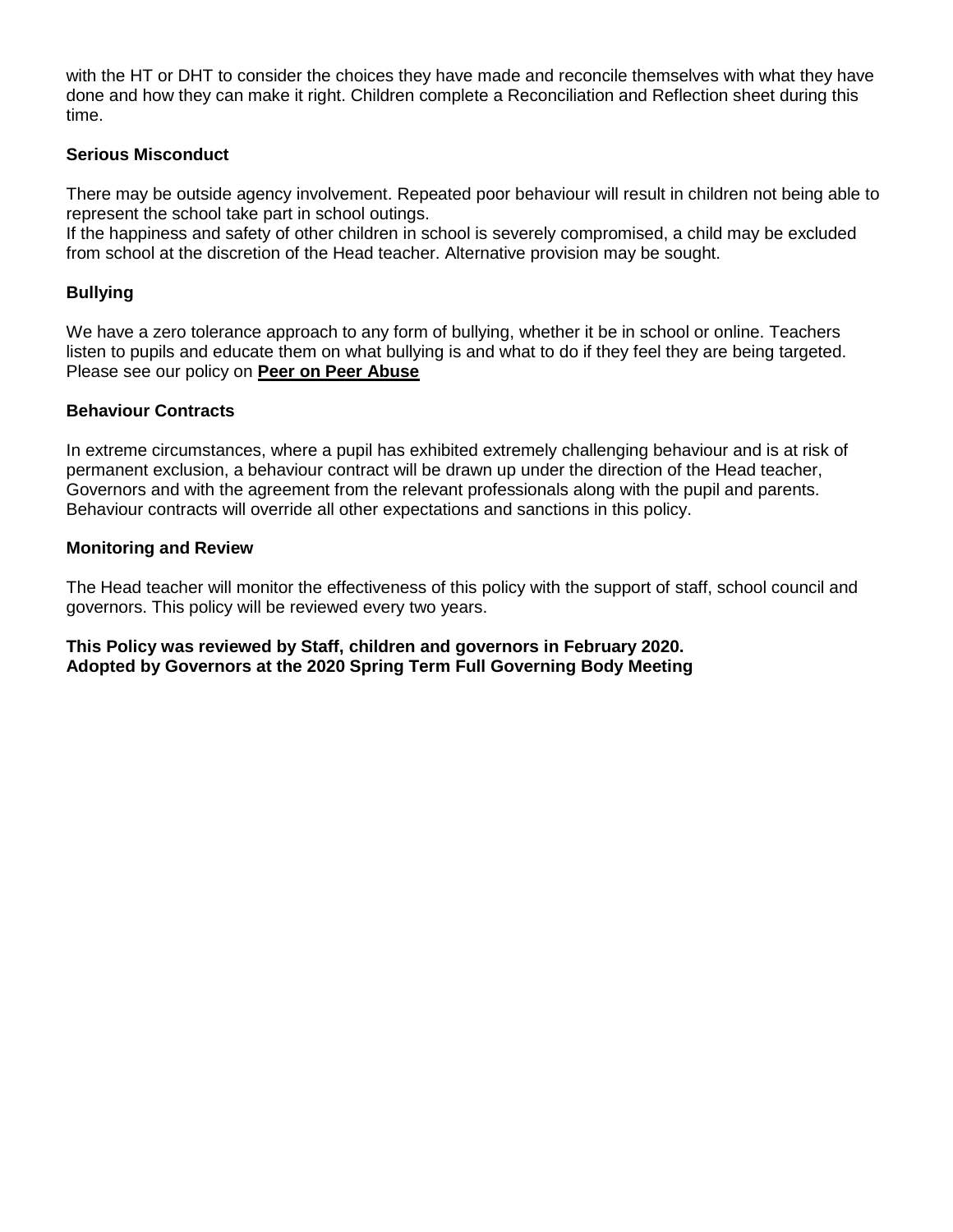with the HT or DHT to consider the choices they have made and reconcile themselves with what they have done and how they can make it right. Children complete a Reconciliation and Reflection sheet during this time.

**Serious Misconduct**

There may be outside agency involvement. Repeated poor behaviour will result in children not being able to represent the school take part in school outings.
If the happiness and safety of other children in school is severely compromised, a child may be excluded from school at the discretion of the Head teacher. Alternative provision may be sought.

**Bullying**

We have a zero tolerance approach to any form of bullying, whether it be in school or online. Teachers listen to pupils and educate them on what bullying is and what to do if they feel they are being targeted. Please see our policy on **Peer on Peer Abuse**

**Behaviour Contracts**

In extreme circumstances, where a pupil has exhibited extremely challenging behaviour and is at risk of permanent exclusion, a behaviour contract will be drawn up under the direction of the Head teacher, Governors and with the agreement from the relevant professionals along with the pupil and parents. Behaviour contracts will override all other expectations and sanctions in this policy.

**Monitoring and Review**

The Head teacher will monitor the effectiveness of this policy with the support of staff, school council and governors. This policy will be reviewed every two years.

**This Policy was reviewed by Staff, children and governors in February 2020.**
**Adopted by Governors at the 2020 Spring Term Full Governing Body Meeting**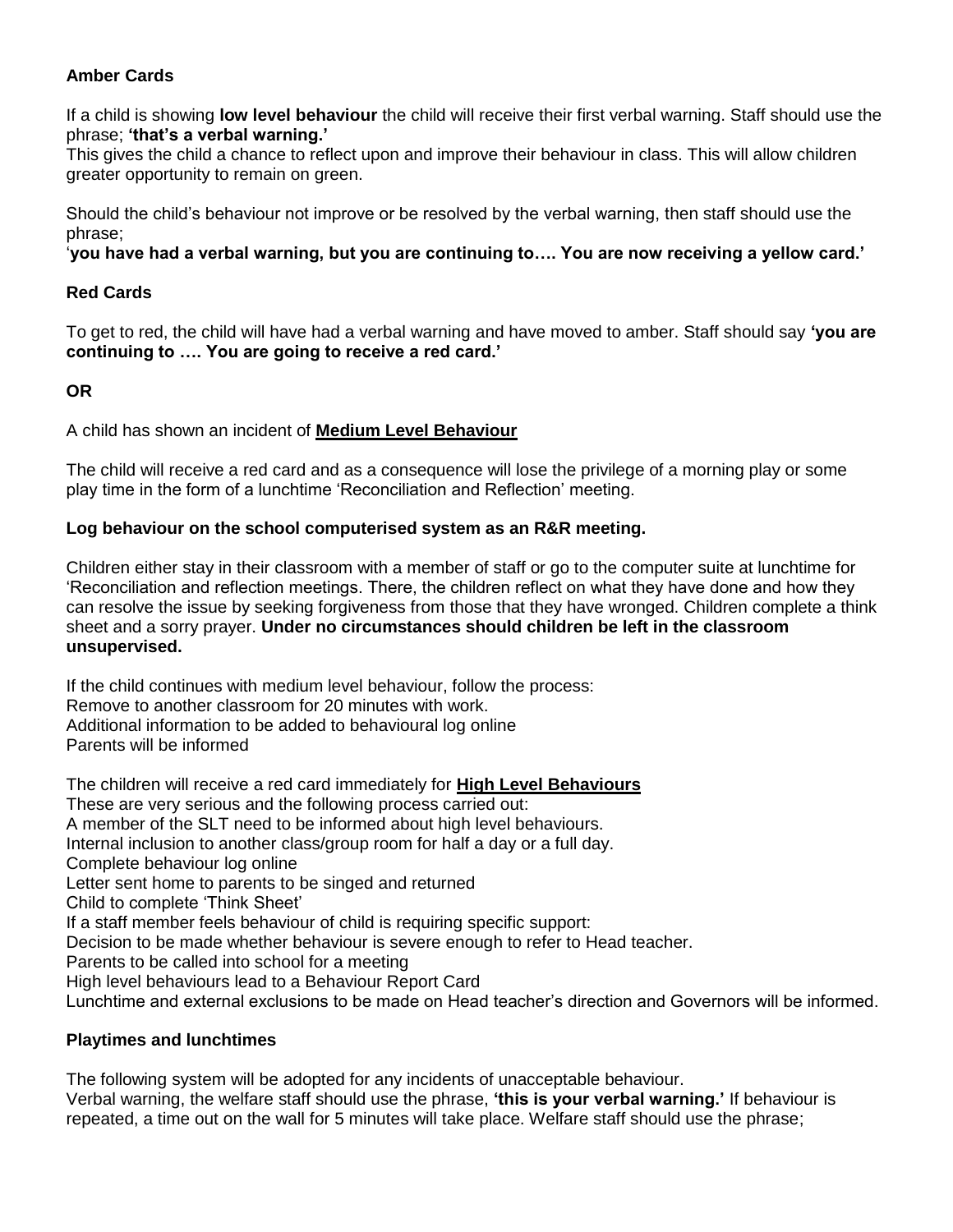### Amber Cards

If a child is showing **low level behaviour** the child will receive their first verbal warning. Staff should use the phrase; **'that's a verbal warning.'**
This gives the child a chance to reflect upon and improve their behaviour in class. This will allow children greater opportunity to remain on green.

Should the child's behaviour not improve or be resolved by the verbal warning, then staff should use the phrase;
'**you have had a verbal warning, but you are continuing to…. You are now receiving a yellow card.'**

### Red Cards

To get to red, the child will have had a verbal warning and have moved to amber. Staff should say **'you are continuing to …. You are going to receive a red card.'**

**OR**

A child has shown an incident of **<u>Medium Level Behaviour</u>**

The child will receive a red card and as a consequence will lose the privilege of a morning play or some play time in the form of a lunchtime 'Reconciliation and Reflection' meeting.

**Log behaviour on the school computerised system as an R&R meeting.**

Children either stay in their classroom with a member of staff or go to the computer suite at lunchtime for 'Reconciliation and reflection meetings. There, the children reflect on what they have done and how they can resolve the issue by seeking forgiveness from those that they have wronged. Children complete a think sheet and a sorry prayer. **Under no circumstances should children be left in the classroom unsupervised.**

If the child continues with medium level behaviour, follow the process:
Remove to another classroom for 20 minutes with work.
Additional information to be added to behavioural log online
Parents will be informed

The children will receive a red card immediately for **<u>High Level Behaviours</u>**
These are very serious and the following process carried out:
A member of the SLT need to be informed about high level behaviours.
Internal inclusion to another class/group room for half a day or a full day.
Complete behaviour log online
Letter sent home to parents to be singed and returned
Child to complete 'Think Sheet'
If a staff member feels behaviour of child is requiring specific support:
Decision to be made whether behaviour is severe enough to refer to Head teacher.
Parents to be called into school for a meeting
High level behaviours lead to a Behaviour Report Card
Lunchtime and external exclusions to be made on Head teacher's direction and Governors will be informed.

### Playtimes and lunchtimes

The following system will be adopted for any incidents of unacceptable behaviour.
Verbal warning, the welfare staff should use the phrase, **'this is your verbal warning.'** If behaviour is repeated, a time out on the wall for 5 minutes will take place. Welfare staff should use the phrase;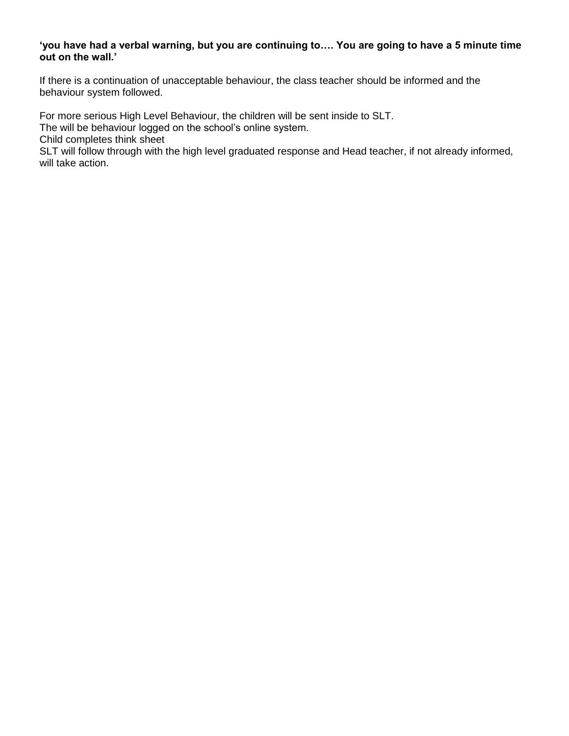**'you have had a verbal warning, but you are continuing to…. You are going to have a 5 minute time out on the wall.'**

If there is a continuation of unacceptable behaviour, the class teacher should be informed and the behaviour system followed.

For more serious High Level Behaviour, the children will be sent inside to SLT.
The will be behaviour logged on the school's online system.
Child completes think sheet
SLT will follow through with the high level graduated response and Head teacher, if not already informed, will take action.